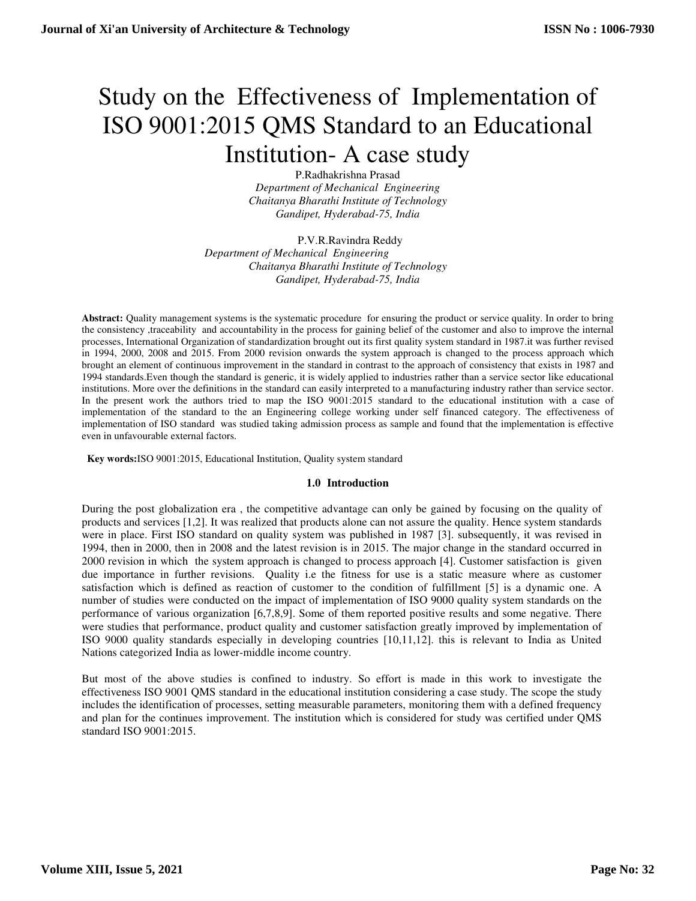# Study on the Effectiveness of Implementation of ISO 9001:2015 QMS Standard to an Educational Institution- A case study

P.Radhakrishna Prasad
*Department of Mechanical Engineering*
*Chaitanya Bharathi Institute of Technology*
*Gandipet, Hyderabad-75, India*

P.V.R.Ravindra Reddy
*Department of Mechanical Engineering*
*Chaitanya Bharathi Institute of Technology*
*Gandipet, Hyderabad-75, India*

**Abstract:** Quality management systems is the systematic procedure for ensuring the product or service quality. In order to bring the consistency ,traceability and accountability in the process for gaining belief of the customer and also to improve the internal processes, International Organization of standardization brought out its first quality system standard in 1987.it was further revised in 1994, 2000, 2008 and 2015. From 2000 revision onwards the system approach is changed to the process approach which brought an element of continuous improvement in the standard in contrast to the approach of consistency that exists in 1987 and 1994 standards.Even though the standard is generic, it is widely applied to industries rather than a service sector like educational institutions. More over the definitions in the standard can easily interpreted to a manufacturing industry rather than service sector. In the present work the authors tried to map the ISO 9001:2015 standard to the educational institution with a case of implementation of the standard to the an Engineering college working under self financed category. The effectiveness of implementation of ISO standard was studied taking admission process as sample and found that the implementation is effective even in unfavourable external factors.

**Key words:**ISO 9001:2015, Educational Institution, Quality system standard

## 1.0 Introduction

During the post globalization era , the competitive advantage can only be gained by focusing on the quality of products and services [1,2]. It was realized that products alone can not assure the quality. Hence system standards were in place. First ISO standard on quality system was published in 1987 [3]. subsequently, it was revised in 1994, then in 2000, then in 2008 and the latest revision is in 2015. The major change in the standard occurred in 2000 revision in which the system approach is changed to process approach [4]. Customer satisfaction is given due importance in further revisions. Quality i.e the fitness for use is a static measure where as customer satisfaction which is defined as reaction of customer to the condition of fulfillment [5] is a dynamic one. A number of studies were conducted on the impact of implementation of ISO 9000 quality system standards on the performance of various organization [6,7,8,9]. Some of them reported positive results and some negative. There were studies that performance, product quality and customer satisfaction greatly improved by implementation of ISO 9000 quality standards especially in developing countries [10,11,12]. this is relevant to India as United Nations categorized India as lower-middle income country.

But most of the above studies is confined to industry. So effort is made in this work to investigate the effectiveness ISO 9001 QMS standard in the educational institution considering a case study. The scope the study includes the identification of processes, setting measurable parameters, monitoring them with a defined frequency and plan for the continues improvement. The institution which is considered for study was certified under QMS standard ISO 9001:2015.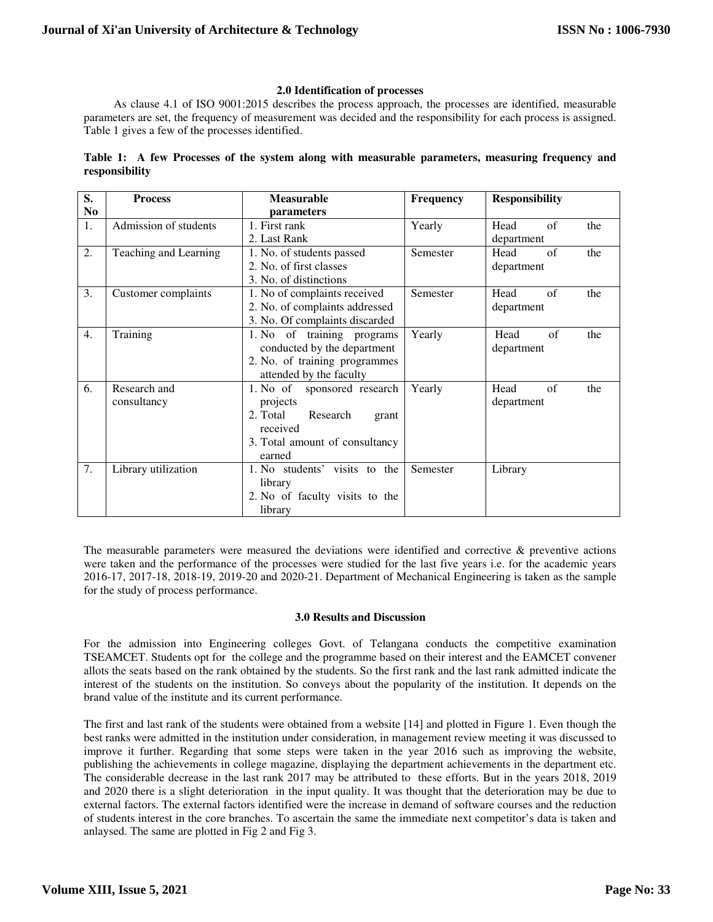## 2.0 Identification of processes

As clause 4.1 of ISO 9001:2015 describes the process approach, the processes are identified, measurable parameters are set, the frequency of measurement was decided and the responsibility for each process is assigned. Table 1 gives a few of the processes identified.

**Table 1: A few Processes of the system along with measurable parameters, measuring frequency and responsibility**

| S. No | Process | Measurable parameters | Frequency | Responsibility |
|---|---|---|---|---|
| 1. | Admission of students | 1. First rank<br>2. Last Rank | Yearly | Head of the department |
| 2. | Teaching and Learning | 1. No. of students passed<br>2. No. of first classes<br>3. No. of distinctions | Semester | Head of the department |
| 3. | Customer complaints | 1. No of complaints received<br>2. No. of complaints addressed<br>3. No. Of complaints discarded | Semester | Head of the department |
| 4. | Training | 1. No of training programs conducted by the department<br>2. No. of training programmes attended by the faculty | Yearly | Head of the department |
| 6. | Research and consultancy | 1. No of sponsored research projects<br>2. Total Research grant received<br>3. Total amount of consultancy earned | Yearly | Head of the department |
| 7. | Library utilization | 1. No students' visits to the library<br>2. No of faculty visits to the library | Semester | Library |

The measurable parameters were measured the deviations were identified and corrective & preventive actions were taken and the performance of the processes were studied for the last five years i.e. for the academic years 2016-17, 2017-18, 2018-19, 2019-20 and 2020-21. Department of Mechanical Engineering is taken as the sample for the study of process performance.

## 3.0 Results and Discussion

For the admission into Engineering colleges Govt. of Telangana conducts the competitive examination TSEAMCET. Students opt for the college and the programme based on their interest and the EAMCET convener allots the seats based on the rank obtained by the students. So the first rank and the last rank admitted indicate the interest of the students on the institution. So conveys about the popularity of the institution. It depends on the brand value of the institute and its current performance.

The first and last rank of the students were obtained from a website [14] and plotted in Figure 1. Even though the best ranks were admitted in the institution under consideration, in management review meeting it was discussed to improve it further. Regarding that some steps were taken in the year 2016 such as improving the website, publishing the achievements in college magazine, displaying the department achievements in the department etc. The considerable decrease in the last rank 2017 may be attributed to these efforts. But in the years 2018, 2019 and 2020 there is a slight deterioration in the input quality. It was thought that the deterioration may be due to external factors. The external factors identified were the increase in demand of software courses and the reduction of students interest in the core branches. To ascertain the same the immediate next competitor's data is taken and anlaysed. The same are plotted in Fig 2 and Fig 3.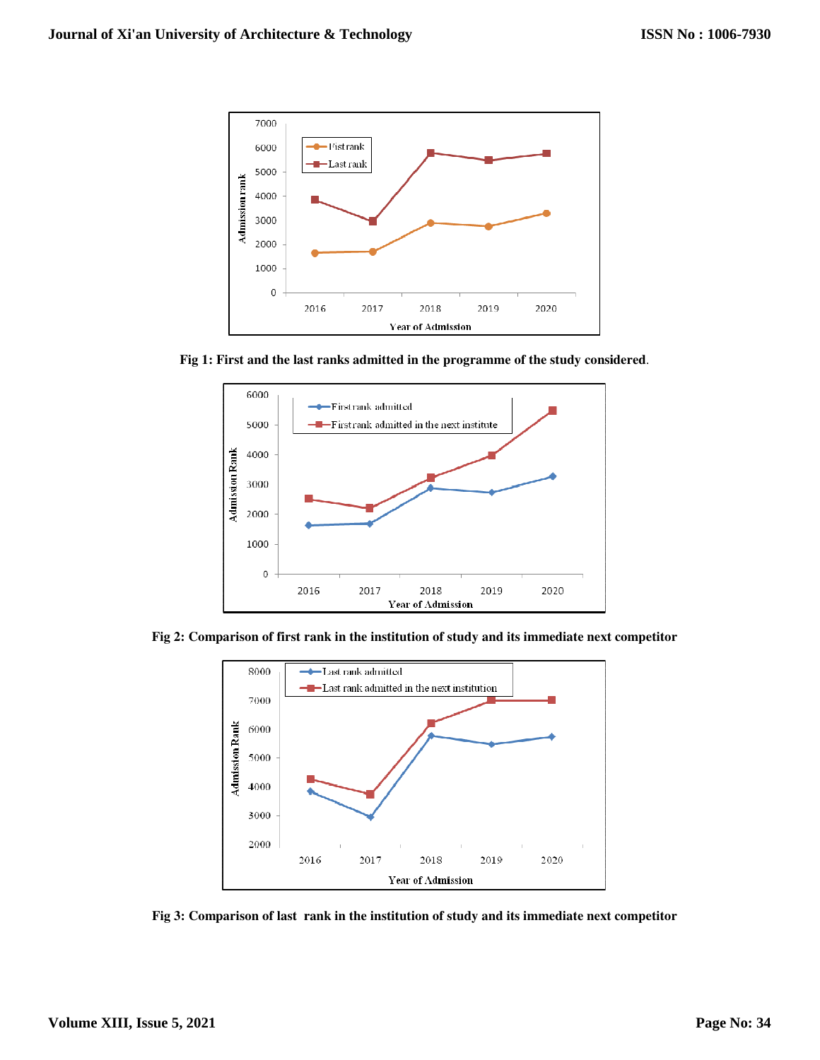**Fig 1: First and the last ranks admitted in the programme of the study considered**.

**Fig 2: Comparison of first rank in the institution of study and its immediate next competitor**

**Fig 3: Comparison of last rank in the institution of study and its immediate next competitor**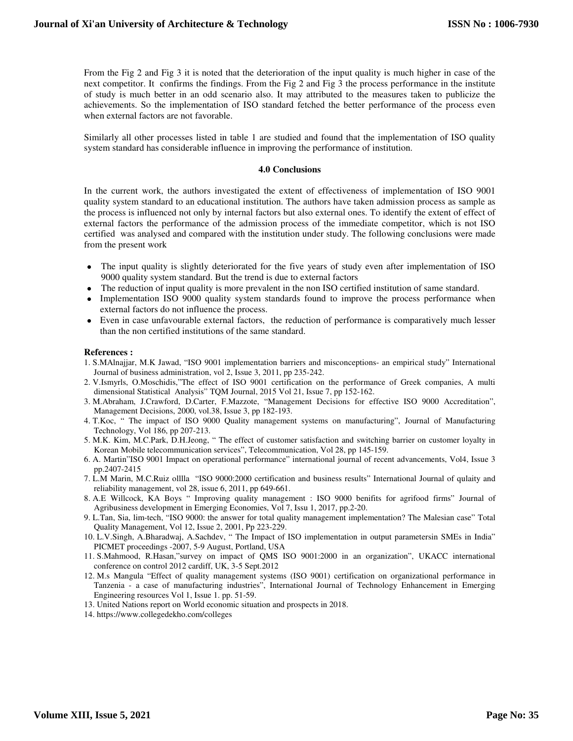From the Fig 2 and Fig 3 it is noted that the deterioration of the input quality is much higher in case of the next competitor. It confirms the findings. From the Fig 2 and Fig 3 the process performance in the institute of study is much better in an odd scenario also. It may attributed to the measures taken to publicize the achievements. So the implementation of ISO standard fetched the better performance of the process even when external factors are not favorable.

Similarly all other processes listed in table 1 are studied and found that the implementation of ISO quality system standard has considerable influence in improving the performance of institution.

## 4.0 Conclusions

In the current work, the authors investigated the extent of effectiveness of implementation of ISO 9001 quality system standard to an educational institution. The authors have taken admission process as sample as the process is influenced not only by internal factors but also external ones. To identify the extent of effect of external factors the performance of the admission process of the immediate competitor, which is not ISO certified was analysed and compared with the institution under study. The following conclusions were made from the present work

- The input quality is slightly deteriorated for the five years of study even after implementation of ISO 9000 quality system standard. But the trend is due to external factors
- The reduction of input quality is more prevalent in the non ISO certified institution of same standard.
- Implementation ISO 9000 quality system standards found to improve the process performance when external factors do not influence the process.
- Even in case unfavourable external factors, the reduction of performance is comparatively much lesser than the non certified institutions of the same standard.

**References :**

1. S.MAlnajjar, M.K Jawad, "ISO 9001 implementation barriers and misconceptions- an empirical study" International Journal of business administration, vol 2, Issue 3, 2011, pp 235-242.
2. V.Ismyrls, O.Moschidis,"The effect of ISO 9001 certification on the performance of Greek companies, A multi dimensional Statistical Analysis" TQM Journal, 2015 Vol 21, Issue 7, pp 152-162.
3. M.Abraham, J.Crawford, D.Carter, F.Mazzote, "Management Decisions for effective ISO 9000 Accreditation", Management Decisions, 2000, vol.38, Issue 3, pp 182-193.
4. T.Koc, " The impact of ISO 9000 Quality management systems on manufacturing", Journal of Manufacturing Technology, Vol 186, pp 207-213.
5. M.K. Kim, M.C.Park, D.H.Jeong, " The effect of customer satisfaction and switching barrier on customer loyalty in Korean Mobile telecommunication services", Telecommunication, Vol 28, pp 145-159.
6. A. Martin"ISO 9001 Impact on operational performance" international journal of recent advancements, Vol4, Issue 3 pp.2407-2415
7. L.M Marin, M.C.Ruiz olllla "ISO 9000:2000 certification and business results" International Journal of qulaity and reliability management, vol 28, issue 6, 2011, pp 649-661.
8. A.E Willcock, KA Boys " Improving quality management : ISO 9000 benifits for agrifood firms" Journal of Agribusiness development in Emerging Economies, Vol 7, Issu 1, 2017, pp.2-20.
9. L.Tan, Sia, lim-tech, "ISO 9000: the answer for total quality management implementation? The Malesian case" Total Quality Management, Vol 12, Issue 2, 2001, Pp 223-229.
10. L.V.Singh, A.Bharadwaj, A.Sachdev, " The Impact of ISO implementation in output parametersin SMEs in India" PICMET proceedings -2007, 5-9 August, Portland, USA
11. S.Mahmood, R.Hasan,"survey on impact of QMS ISO 9001:2000 in an organization", UKACC international conference on control 2012 cardiff, UK, 3-5 Sept.2012
12. M.s Mangula "Effect of quality management systems (ISO 9001) certification on organizational performance in Tanzenia - a case of manufacturing industries", International Journal of Technology Enhancement in Emerging Engineering resources Vol 1, Issue 1. pp. 51-59.
13. United Nations report on World economic situation and prospects in 2018.
14. https://www.collegedekho.com/colleges